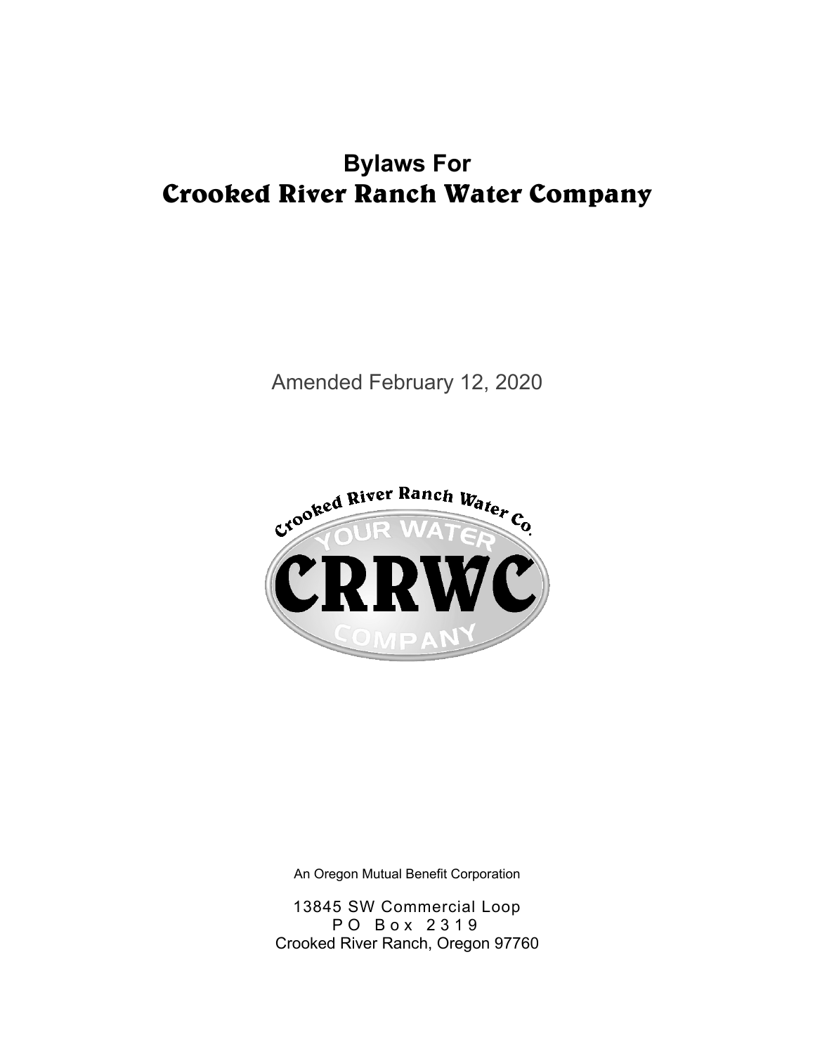# Bylaws For
# Crooked River Ranch Water Company

Amended February 12, 2020

An Oregon Mutual Benefit Corporation

13845 SW Commercial Loop
PO Box 2319
Crooked River Ranch, Oregon 97760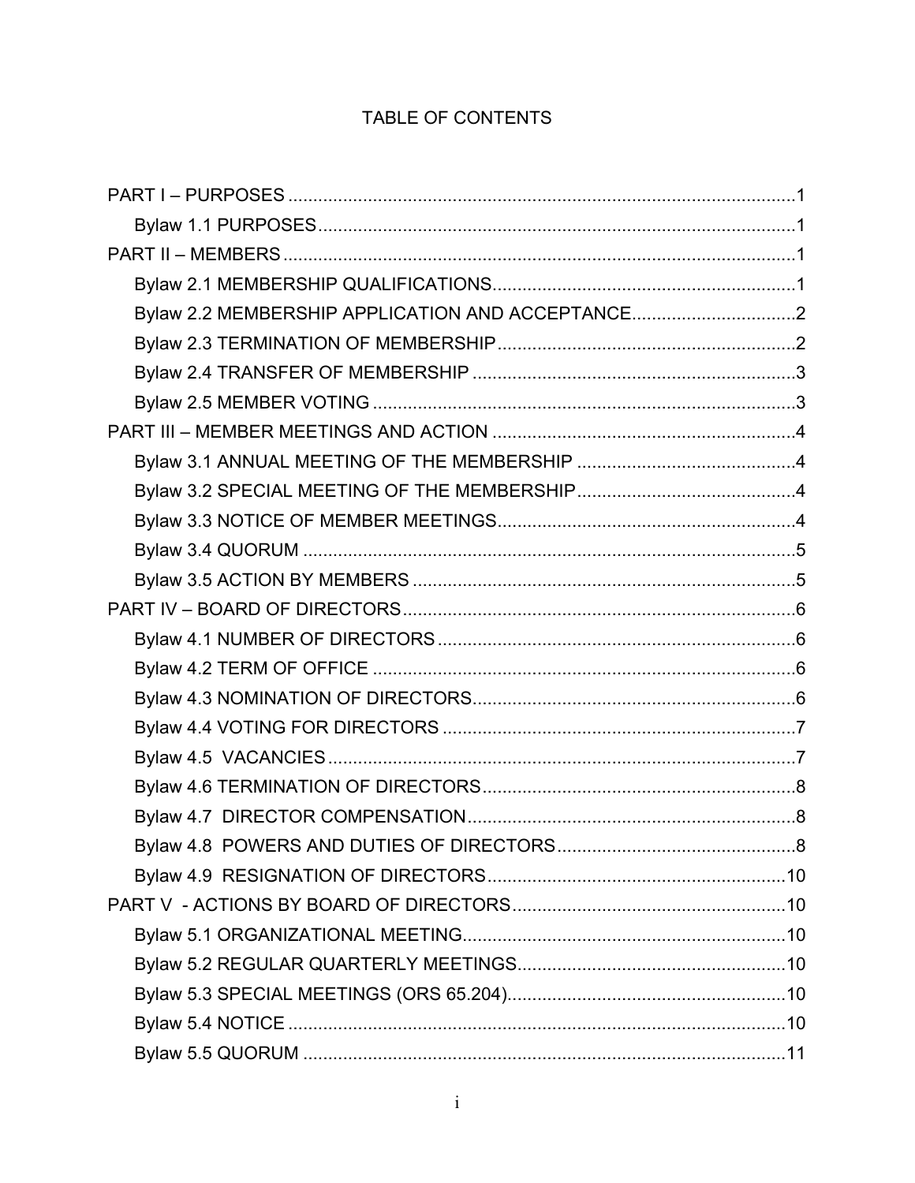# TABLE OF CONTENTS

PART I – PURPOSES ....................................................................................................1

- Bylaw 1.1 PURPOSES ..............................................................................................1

PART II – MEMBERS ....................................................................................................1

- Bylaw 2.1 MEMBERSHIP QUALIFICATIONS ..........................................................1
- Bylaw 2.2 MEMBERSHIP APPLICATION AND ACCEPTANCE ................................2
- Bylaw 2.3 TERMINATION OF MEMBERSHIP ..........................................................2
- Bylaw 2.4 TRANSFER OF MEMBERSHIP ...............................................................3
- Bylaw 2.5 MEMBER VOTING ...................................................................................3

PART III – MEMBER MEETINGS AND ACTION ..........................................................4

- Bylaw 3.1 ANNUAL MEETING OF THE MEMBERSHIP ...........................................4
- Bylaw 3.2 SPECIAL MEETING OF THE MEMBERSHIP ...........................................4
- Bylaw 3.3 NOTICE OF MEMBER MEETINGS ..........................................................4
- Bylaw 3.4 QUORUM .................................................................................................5
- Bylaw 3.5 ACTION BY MEMBERS ...........................................................................5

PART IV – BOARD OF DIRECTORS ............................................................................6

- Bylaw 4.1 NUMBER OF DIRECTORS ......................................................................6
- Bylaw 4.2 TERM OF OFFICE ....................................................................................6
- Bylaw 4.3 NOMINATION OF DIRECTORS ...............................................................6
- Bylaw 4.4 VOTING FOR DIRECTORS .....................................................................7
- Bylaw 4.5 VACANCIES .............................................................................................7
- Bylaw 4.6 TERMINATION OF DIRECTORS .............................................................8
- Bylaw 4.7 DIRECTOR COMPENSATION ..................................................................8
- Bylaw 4.8 POWERS AND DUTIES OF DIRECTORS ...............................................8
- Bylaw 4.9 RESIGNATION OF DIRECTORS ............................................................10

PART V - ACTIONS BY BOARD OF DIRECTORS ......................................................10

- Bylaw 5.1 ORGANIZATIONAL MEETING ................................................................10
- Bylaw 5.2 REGULAR QUARTERLY MEETINGS .....................................................10
- Bylaw 5.3 SPECIAL MEETINGS (ORS 65.204) .......................................................10
- Bylaw 5.4 NOTICE ..................................................................................................10
- Bylaw 5.5 QUORUM ...............................................................................................11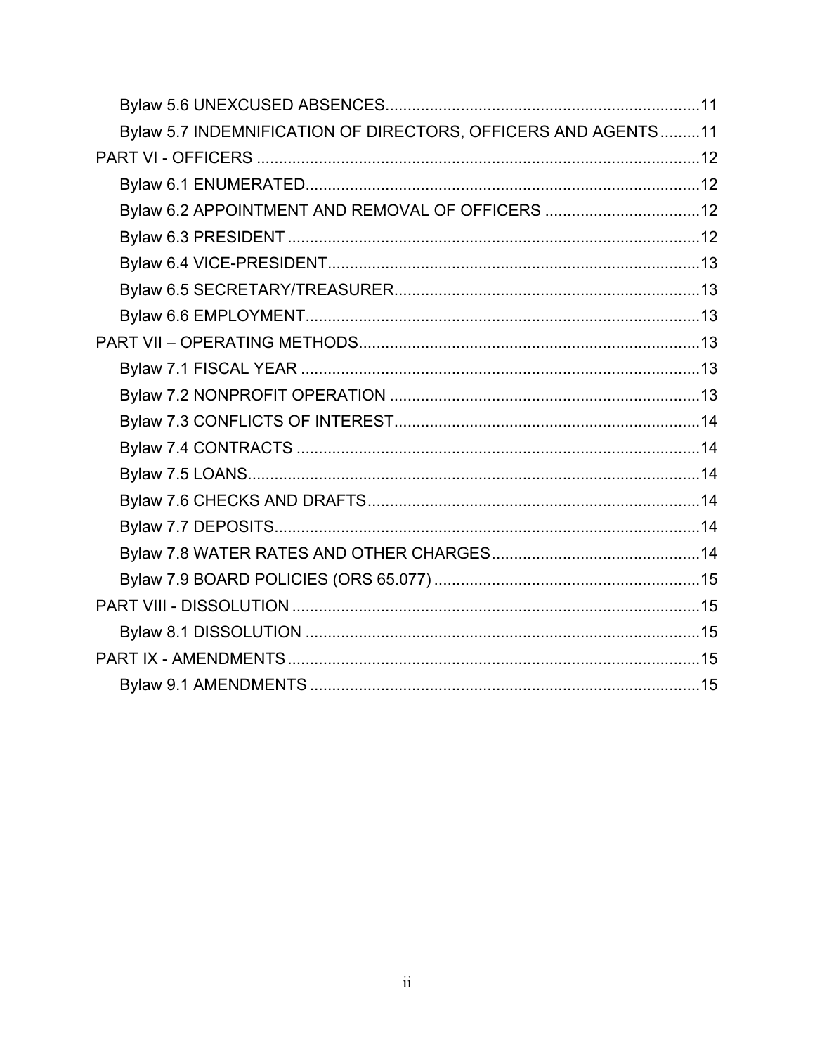Bylaw 5.6 UNEXCUSED ABSENCES......................................................................11

Bylaw 5.7 INDEMNIFICATION OF DIRECTORS, OFFICERS AND AGENTS.........11

PART VI - OFFICERS ....................................................................................................12

Bylaw 6.1 ENUMERATED.........................................................................................12

Bylaw 6.2 APPOINTMENT AND REMOVAL OF OFFICERS ...................................12

Bylaw 6.3 PRESIDENT .............................................................................................12

Bylaw 6.4 VICE-PRESIDENT....................................................................................13

Bylaw 6.5 SECRETARY/TREASURER.....................................................................13

Bylaw 6.6 EMPLOYMENT.........................................................................................13

PART VII – OPERATING METHODS.............................................................................13

Bylaw 7.1 FISCAL YEAR ..........................................................................................13

Bylaw 7.2 NONPROFIT OPERATION ......................................................................13

Bylaw 7.3 CONFLICTS OF INTEREST.....................................................................14

Bylaw 7.4 CONTRACTS ...........................................................................................14

Bylaw 7.5 LOANS......................................................................................................14

Bylaw 7.6 CHECKS AND DRAFTS...........................................................................14

Bylaw 7.7 DEPOSITS................................................................................................14

Bylaw 7.8 WATER RATES AND OTHER CHARGES...............................................14

Bylaw 7.9 BOARD POLICIES (ORS 65.077) ............................................................15

PART VIII - DISSOLUTION ............................................................................................15

Bylaw 8.1 DISSOLUTION .........................................................................................15

PART IX - AMENDMENTS.............................................................................................15

Bylaw 9.1 AMENDMENTS ........................................................................................15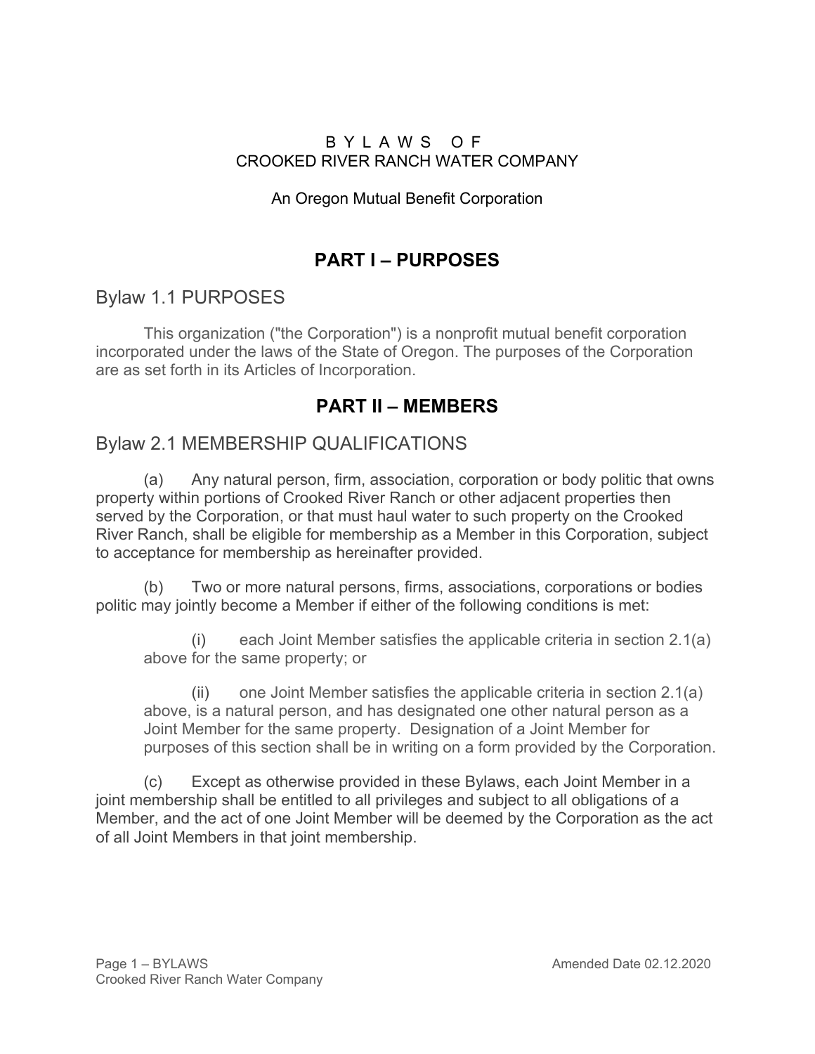# BYLAWS OF CROOKED RIVER RANCH WATER COMPANY

An Oregon Mutual Benefit Corporation

## PART I – PURPOSES

### Bylaw 1.1 PURPOSES

This organization ("the Corporation") is a nonprofit mutual benefit corporation incorporated under the laws of the State of Oregon. The purposes of the Corporation are as set forth in its Articles of Incorporation.

## PART II – MEMBERS

### Bylaw 2.1 MEMBERSHIP QUALIFICATIONS

(a) Any natural person, firm, association, corporation or body politic that owns property within portions of Crooked River Ranch or other adjacent properties then served by the Corporation, or that must haul water to such property on the Crooked River Ranch, shall be eligible for membership as a Member in this Corporation, subject to acceptance for membership as hereinafter provided.

(b) Two or more natural persons, firms, associations, corporations or bodies politic may jointly become a Member if either of the following conditions is met:

(i) each Joint Member satisfies the applicable criteria in section 2.1(a) above for the same property; or

(ii) one Joint Member satisfies the applicable criteria in section 2.1(a) above, is a natural person, and has designated one other natural person as a Joint Member for the same property. Designation of a Joint Member for purposes of this section shall be in writing on a form provided by the Corporation.

(c) Except as otherwise provided in these Bylaws, each Joint Member in a joint membership shall be entitled to all privileges and subject to all obligations of a Member, and the act of one Joint Member will be deemed by the Corporation as the act of all Joint Members in that joint membership.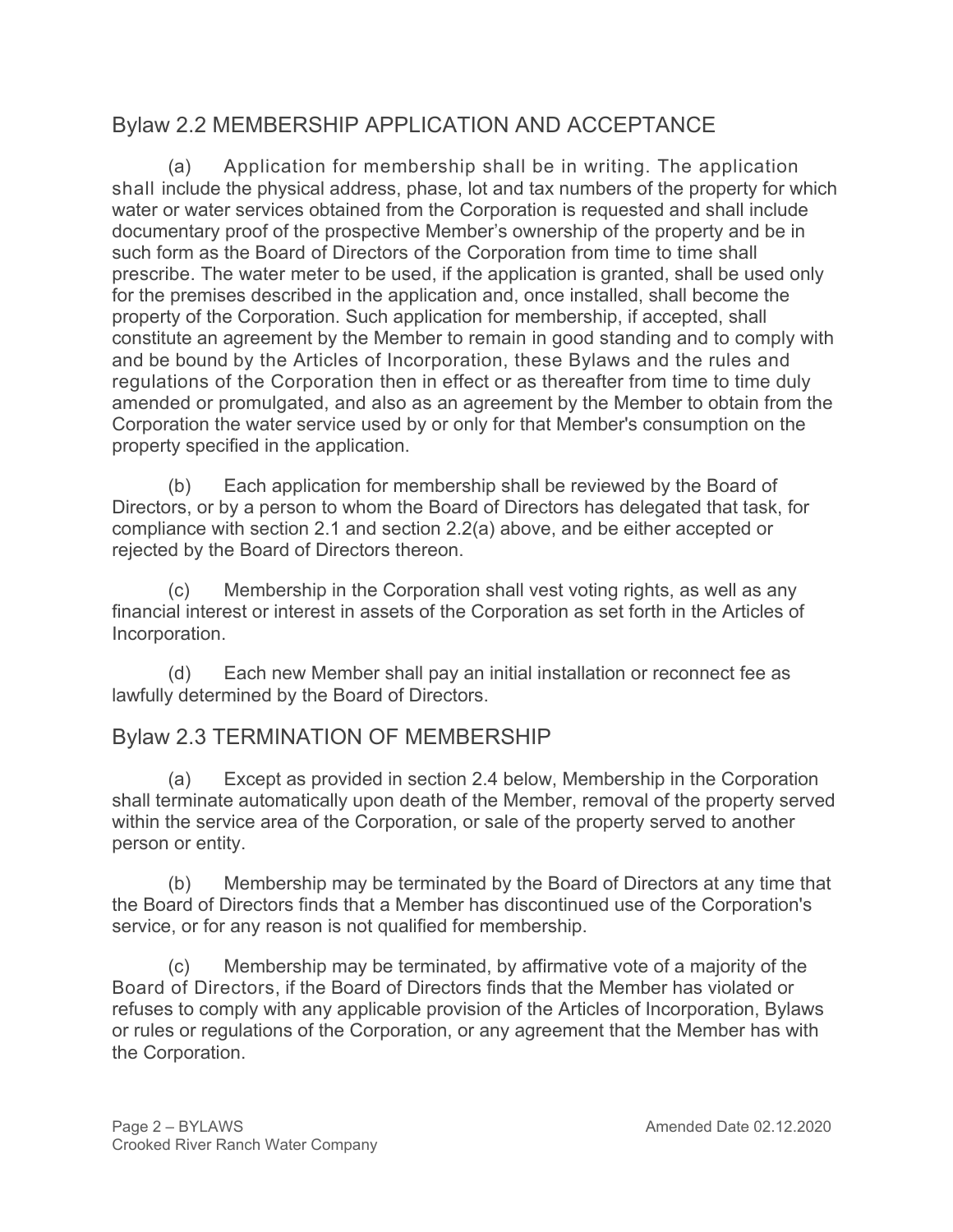## Bylaw 2.2 MEMBERSHIP APPLICATION AND ACCEPTANCE

(a) Application for membership shall be in writing. The application shall include the physical address, phase, lot and tax numbers of the property for which water or water services obtained from the Corporation is requested and shall include documentary proof of the prospective Member's ownership of the property and be in such form as the Board of Directors of the Corporation from time to time shall prescribe. The water meter to be used, if the application is granted, shall be used only for the premises described in the application and, once installed, shall become the property of the Corporation. Such application for membership, if accepted, shall constitute an agreement by the Member to remain in good standing and to comply with and be bound by the Articles of Incorporation, these Bylaws and the rules and regulations of the Corporation then in effect or as thereafter from time to time duly amended or promulgated, and also as an agreement by the Member to obtain from the Corporation the water service used by or only for that Member's consumption on the property specified in the application.

(b) Each application for membership shall be reviewed by the Board of Directors, or by a person to whom the Board of Directors has delegated that task, for compliance with section 2.1 and section 2.2(a) above, and be either accepted or rejected by the Board of Directors thereon.

(c) Membership in the Corporation shall vest voting rights, as well as any financial interest or interest in assets of the Corporation as set forth in the Articles of Incorporation.

(d) Each new Member shall pay an initial installation or reconnect fee as lawfully determined by the Board of Directors.

## Bylaw 2.3 TERMINATION OF MEMBERSHIP

(a) Except as provided in section 2.4 below, Membership in the Corporation shall terminate automatically upon death of the Member, removal of the property served within the service area of the Corporation, or sale of the property served to another person or entity.

(b) Membership may be terminated by the Board of Directors at any time that the Board of Directors finds that a Member has discontinued use of the Corporation's service, or for any reason is not qualified for membership.

(c) Membership may be terminated, by affirmative vote of a majority of the Board of Directors, if the Board of Directors finds that the Member has violated or refuses to comply with any applicable provision of the Articles of Incorporation, Bylaws or rules or regulations of the Corporation, or any agreement that the Member has with the Corporation.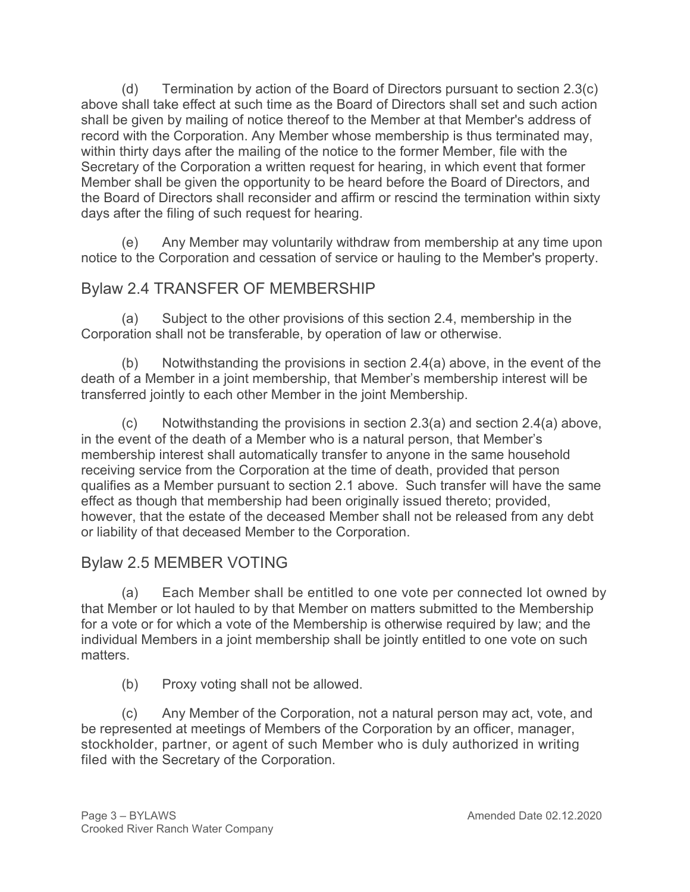(d) Termination by action of the Board of Directors pursuant to section 2.3(c) above shall take effect at such time as the Board of Directors shall set and such action shall be given by mailing of notice thereof to the Member at that Member's address of record with the Corporation. Any Member whose membership is thus terminated may, within thirty days after the mailing of the notice to the former Member, file with the Secretary of the Corporation a written request for hearing, in which event that former Member shall be given the opportunity to be heard before the Board of Directors, and the Board of Directors shall reconsider and affirm or rescind the termination within sixty days after the filing of such request for hearing.

(e) Any Member may voluntarily withdraw from membership at any time upon notice to the Corporation and cessation of service or hauling to the Member's property.

## Bylaw 2.4 TRANSFER OF MEMBERSHIP

(a) Subject to the other provisions of this section 2.4, membership in the Corporation shall not be transferable, by operation of law or otherwise.

(b) Notwithstanding the provisions in section 2.4(a) above, in the event of the death of a Member in a joint membership, that Member's membership interest will be transferred jointly to each other Member in the joint Membership.

(c) Notwithstanding the provisions in section 2.3(a) and section 2.4(a) above, in the event of the death of a Member who is a natural person, that Member's membership interest shall automatically transfer to anyone in the same household receiving service from the Corporation at the time of death, provided that person qualifies as a Member pursuant to section 2.1 above. Such transfer will have the same effect as though that membership had been originally issued thereto; provided, however, that the estate of the deceased Member shall not be released from any debt or liability of that deceased Member to the Corporation.

## Bylaw 2.5 MEMBER VOTING

(a) Each Member shall be entitled to one vote per connected lot owned by that Member or lot hauled to by that Member on matters submitted to the Membership for a vote or for which a vote of the Membership is otherwise required by law; and the individual Members in a joint membership shall be jointly entitled to one vote on such matters.

(b) Proxy voting shall not be allowed.

(c) Any Member of the Corporation, not a natural person may act, vote, and be represented at meetings of Members of the Corporation by an officer, manager, stockholder, partner, or agent of such Member who is duly authorized in writing filed with the Secretary of the Corporation.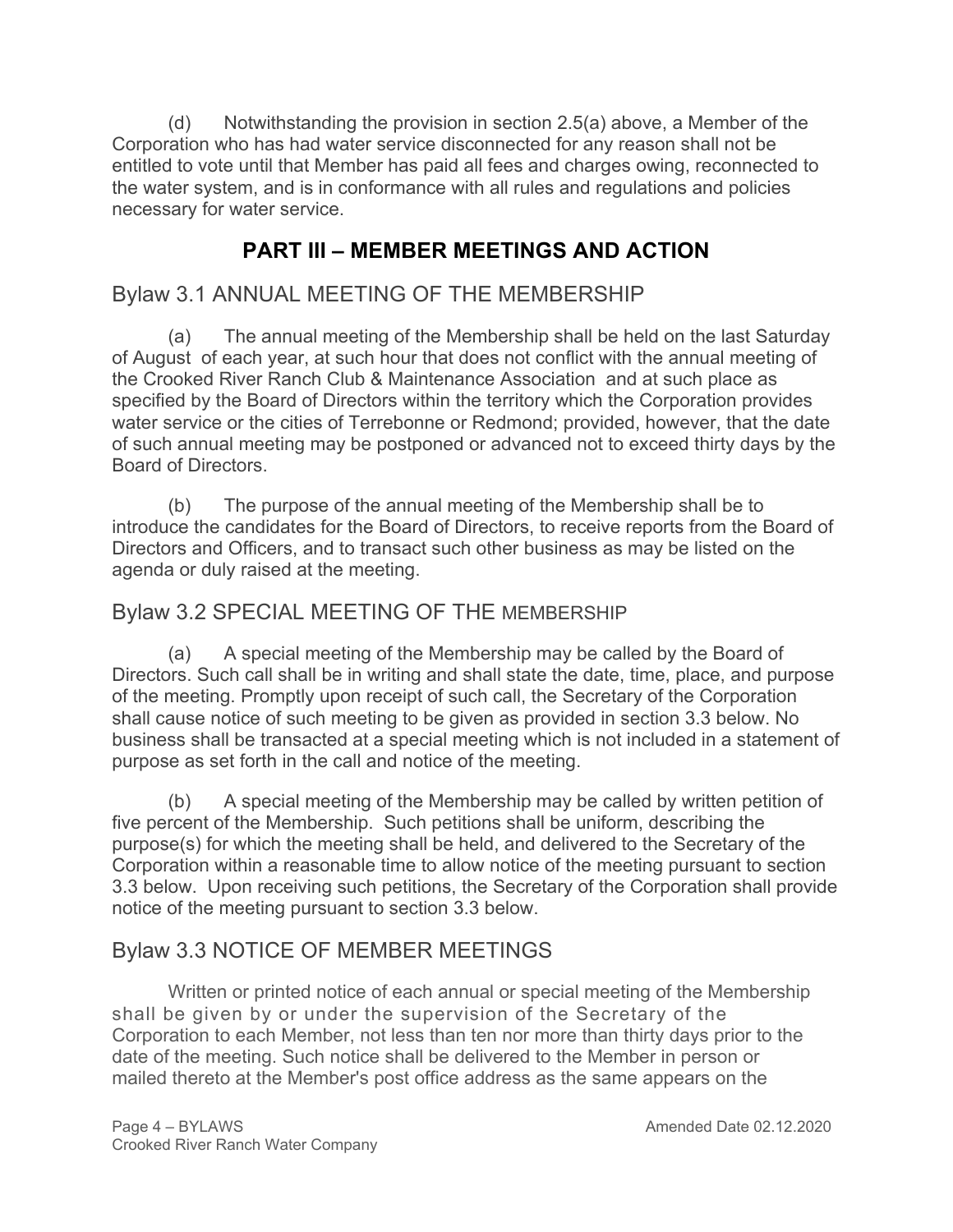(d) Notwithstanding the provision in section 2.5(a) above, a Member of the Corporation who has had water service disconnected for any reason shall not be entitled to vote until that Member has paid all fees and charges owing, reconnected to the water system, and is in conformance with all rules and regulations and policies necessary for water service.

# PART III – MEMBER MEETINGS AND ACTION

## Bylaw 3.1 ANNUAL MEETING OF THE MEMBERSHIP

(a) The annual meeting of the Membership shall be held on the last Saturday of August of each year, at such hour that does not conflict with the annual meeting of the Crooked River Ranch Club & Maintenance Association and at such place as specified by the Board of Directors within the territory which the Corporation provides water service or the cities of Terrebonne or Redmond; provided, however, that the date of such annual meeting may be postponed or advanced not to exceed thirty days by the Board of Directors.

(b) The purpose of the annual meeting of the Membership shall be to introduce the candidates for the Board of Directors, to receive reports from the Board of Directors and Officers, and to transact such other business as may be listed on the agenda or duly raised at the meeting.

## Bylaw 3.2 SPECIAL MEETING OF THE MEMBERSHIP

(a) A special meeting of the Membership may be called by the Board of Directors. Such call shall be in writing and shall state the date, time, place, and purpose of the meeting. Promptly upon receipt of such call, the Secretary of the Corporation shall cause notice of such meeting to be given as provided in section 3.3 below. No business shall be transacted at a special meeting which is not included in a statement of purpose as set forth in the call and notice of the meeting.

(b) A special meeting of the Membership may be called by written petition of five percent of the Membership. Such petitions shall be uniform, describing the purpose(s) for which the meeting shall be held, and delivered to the Secretary of the Corporation within a reasonable time to allow notice of the meeting pursuant to section 3.3 below. Upon receiving such petitions, the Secretary of the Corporation shall provide notice of the meeting pursuant to section 3.3 below.

## Bylaw 3.3 NOTICE OF MEMBER MEETINGS

Written or printed notice of each annual or special meeting of the Membership shall be given by or under the supervision of the Secretary of the Corporation to each Member, not less than ten nor more than thirty days prior to the date of the meeting. Such notice shall be delivered to the Member in person or mailed thereto at the Member's post office address as the same appears on the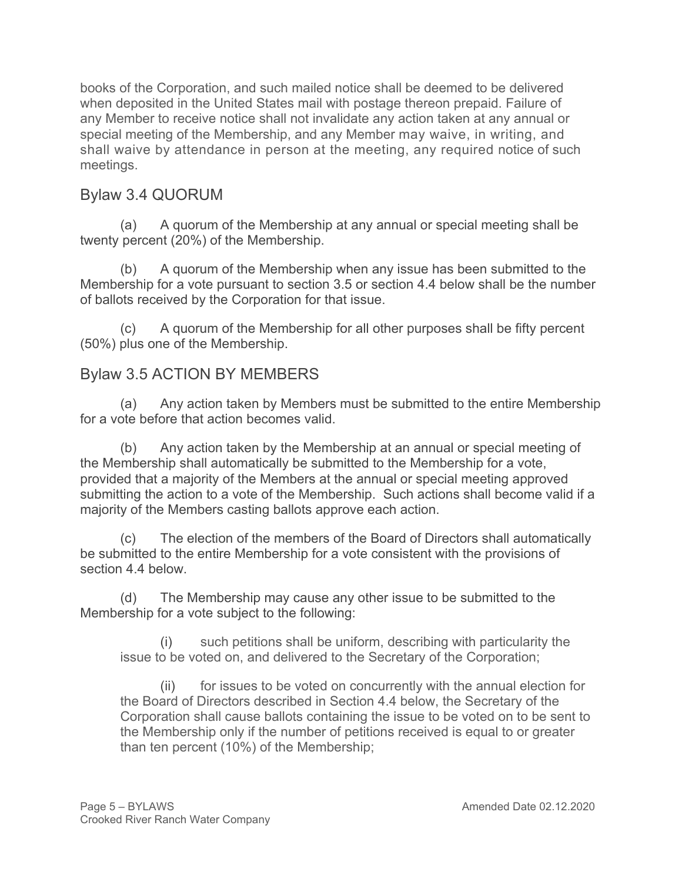books of the Corporation, and such mailed notice shall be deemed to be delivered when deposited in the United States mail with postage thereon prepaid. Failure of any Member to receive notice shall not invalidate any action taken at any annual or special meeting of the Membership, and any Member may waive, in writing, and shall waive by attendance in person at the meeting, any required notice of such meetings.

## Bylaw 3.4 QUORUM

(a) A quorum of the Membership at any annual or special meeting shall be twenty percent (20%) of the Membership.

(b) A quorum of the Membership when any issue has been submitted to the Membership for a vote pursuant to section 3.5 or section 4.4 below shall be the number of ballots received by the Corporation for that issue.

(c) A quorum of the Membership for all other purposes shall be fifty percent (50%) plus one of the Membership.

## Bylaw 3.5 ACTION BY MEMBERS

(a) Any action taken by Members must be submitted to the entire Membership for a vote before that action becomes valid.

(b) Any action taken by the Membership at an annual or special meeting of the Membership shall automatically be submitted to the Membership for a vote, provided that a majority of the Members at the annual or special meeting approved submitting the action to a vote of the Membership. Such actions shall become valid if a majority of the Members casting ballots approve each action.

(c) The election of the members of the Board of Directors shall automatically be submitted to the entire Membership for a vote consistent with the provisions of section 4.4 below.

(d) The Membership may cause any other issue to be submitted to the Membership for a vote subject to the following:

(i) such petitions shall be uniform, describing with particularity the issue to be voted on, and delivered to the Secretary of the Corporation;

(ii) for issues to be voted on concurrently with the annual election for the Board of Directors described in Section 4.4 below, the Secretary of the Corporation shall cause ballots containing the issue to be voted on to be sent to the Membership only if the number of petitions received is equal to or greater than ten percent (10%) of the Membership;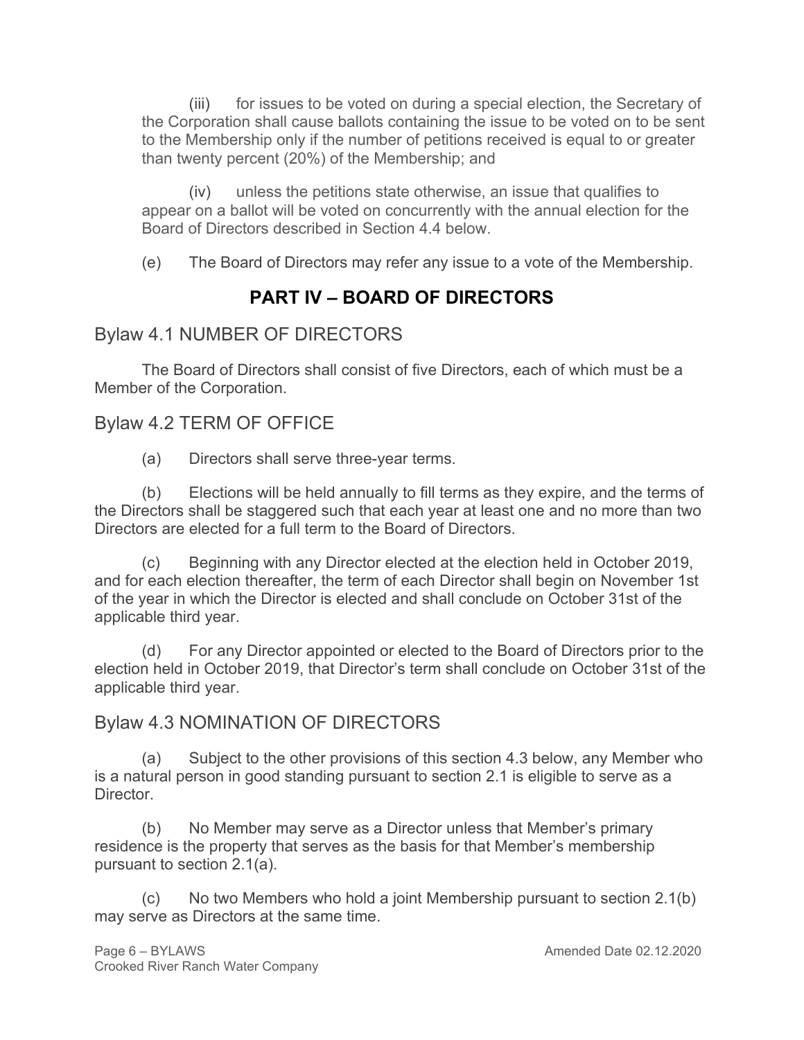(iii) for issues to be voted on during a special election, the Secretary of the Corporation shall cause ballots containing the issue to be voted on to be sent to the Membership only if the number of petitions received is equal to or greater than twenty percent (20%) of the Membership; and

(iv) unless the petitions state otherwise, an issue that qualifies to appear on a ballot will be voted on concurrently with the annual election for the Board of Directors described in Section 4.4 below.

(e) The Board of Directors may refer any issue to a vote of the Membership.

# PART IV – BOARD OF DIRECTORS

## Bylaw 4.1 NUMBER OF DIRECTORS

The Board of Directors shall consist of five Directors, each of which must be a Member of the Corporation.

## Bylaw 4.2 TERM OF OFFICE

(a) Directors shall serve three-year terms.

(b) Elections will be held annually to fill terms as they expire, and the terms of the Directors shall be staggered such that each year at least one and no more than two Directors are elected for a full term to the Board of Directors.

(c) Beginning with any Director elected at the election held in October 2019, and for each election thereafter, the term of each Director shall begin on November 1st of the year in which the Director is elected and shall conclude on October 31st of the applicable third year.

(d) For any Director appointed or elected to the Board of Directors prior to the election held in October 2019, that Director's term shall conclude on October 31st of the applicable third year.

## Bylaw 4.3 NOMINATION OF DIRECTORS

(a) Subject to the other provisions of this section 4.3 below, any Member who is a natural person in good standing pursuant to section 2.1 is eligible to serve as a Director.

(b) No Member may serve as a Director unless that Member's primary residence is the property that serves as the basis for that Member's membership pursuant to section 2.1(a).

(c) No two Members who hold a joint Membership pursuant to section 2.1(b) may serve as Directors at the same time.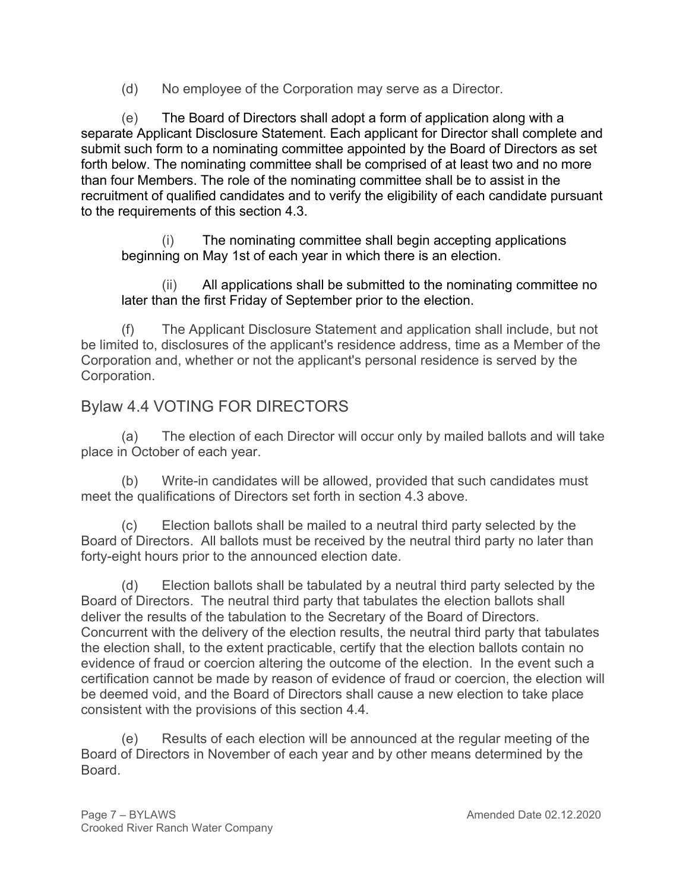(d) No employee of the Corporation may serve as a Director.

(e) The Board of Directors shall adopt a form of application along with a separate Applicant Disclosure Statement. Each applicant for Director shall complete and submit such form to a nominating committee appointed by the Board of Directors as set forth below. The nominating committee shall be comprised of at least two and no more than four Members. The role of the nominating committee shall be to assist in the recruitment of qualified candidates and to verify the eligibility of each candidate pursuant to the requirements of this section 4.3.

> (i) The nominating committee shall begin accepting applications beginning on May 1st of each year in which there is an election.
>
> (ii) All applications shall be submitted to the nominating committee no later than the first Friday of September prior to the election.

(f) The Applicant Disclosure Statement and application shall include, but not be limited to, disclosures of the applicant's residence address, time as a Member of the Corporation and, whether or not the applicant's personal residence is served by the Corporation.

## Bylaw 4.4 VOTING FOR DIRECTORS

(a) The election of each Director will occur only by mailed ballots and will take place in October of each year.

(b) Write-in candidates will be allowed, provided that such candidates must meet the qualifications of Directors set forth in section 4.3 above.

(c) Election ballots shall be mailed to a neutral third party selected by the Board of Directors. All ballots must be received by the neutral third party no later than forty-eight hours prior to the announced election date.

(d) Election ballots shall be tabulated by a neutral third party selected by the Board of Directors. The neutral third party that tabulates the election ballots shall deliver the results of the tabulation to the Secretary of the Board of Directors. Concurrent with the delivery of the election results, the neutral third party that tabulates the election shall, to the extent practicable, certify that the election ballots contain no evidence of fraud or coercion altering the outcome of the election. In the event such a certification cannot be made by reason of evidence of fraud or coercion, the election will be deemed void, and the Board of Directors shall cause a new election to take place consistent with the provisions of this section 4.4.

(e) Results of each election will be announced at the regular meeting of the Board of Directors in November of each year and by other means determined by the Board.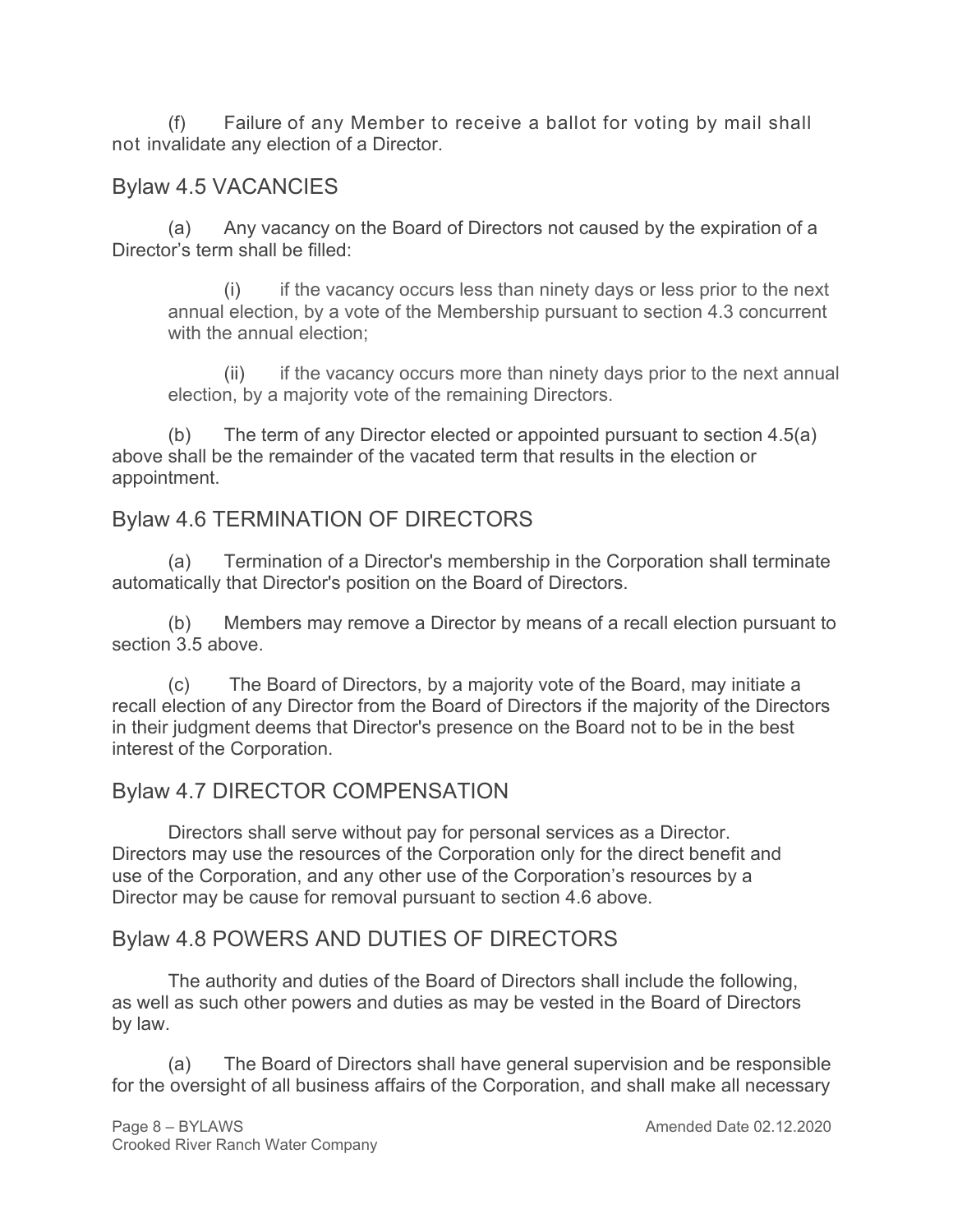(f) Failure of any Member to receive a ballot for voting by mail shall not invalidate any election of a Director.

## Bylaw 4.5 VACANCIES

(a) Any vacancy on the Board of Directors not caused by the expiration of a Director's term shall be filled:

> (i) if the vacancy occurs less than ninety days or less prior to the next annual election, by a vote of the Membership pursuant to section 4.3 concurrent with the annual election;
>
> (ii) if the vacancy occurs more than ninety days prior to the next annual election, by a majority vote of the remaining Directors.

(b) The term of any Director elected or appointed pursuant to section 4.5(a) above shall be the remainder of the vacated term that results in the election or appointment.

## Bylaw 4.6 TERMINATION OF DIRECTORS

(a) Termination of a Director's membership in the Corporation shall terminate automatically that Director's position on the Board of Directors.

(b) Members may remove a Director by means of a recall election pursuant to section 3.5 above.

(c) The Board of Directors, by a majority vote of the Board, may initiate a recall election of any Director from the Board of Directors if the majority of the Directors in their judgment deems that Director's presence on the Board not to be in the best interest of the Corporation.

## Bylaw 4.7 DIRECTOR COMPENSATION

Directors shall serve without pay for personal services as a Director. Directors may use the resources of the Corporation only for the direct benefit and use of the Corporation, and any other use of the Corporation's resources by a Director may be cause for removal pursuant to section 4.6 above.

## Bylaw 4.8 POWERS AND DUTIES OF DIRECTORS

The authority and duties of the Board of Directors shall include the following, as well as such other powers and duties as may be vested in the Board of Directors by law.

(a) The Board of Directors shall have general supervision and be responsible for the oversight of all business affairs of the Corporation, and shall make all necessary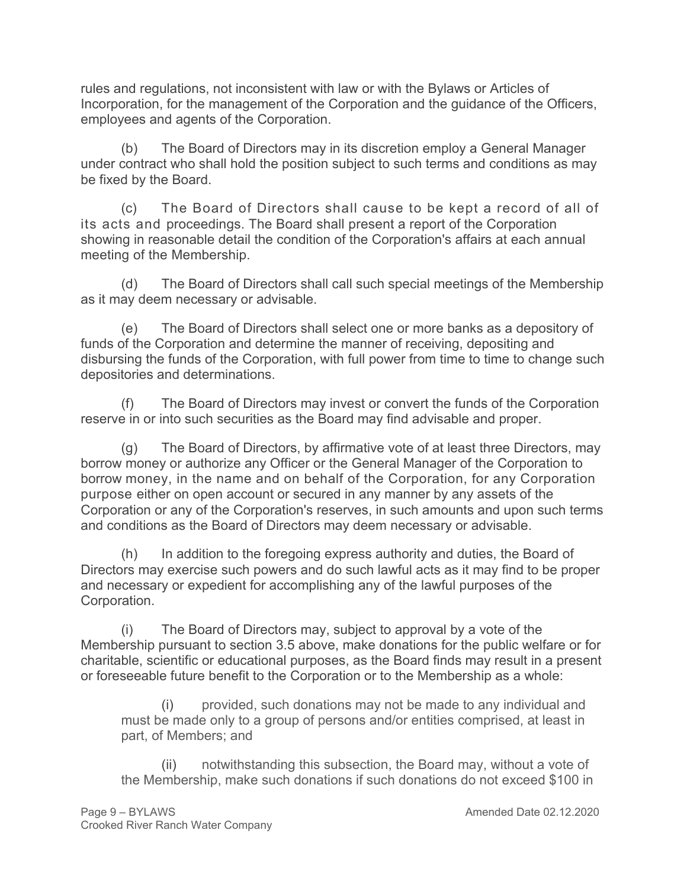rules and regulations, not inconsistent with law or with the Bylaws or Articles of Incorporation, for the management of the Corporation and the guidance of the Officers, employees and agents of the Corporation.

(b) The Board of Directors may in its discretion employ a General Manager under contract who shall hold the position subject to such terms and conditions as may be fixed by the Board.

(c) The Board of Directors shall cause to be kept a record of all of its acts and proceedings. The Board shall present a report of the Corporation showing in reasonable detail the condition of the Corporation's affairs at each annual meeting of the Membership.

(d) The Board of Directors shall call such special meetings of the Membership as it may deem necessary or advisable.

(e) The Board of Directors shall select one or more banks as a depository of funds of the Corporation and determine the manner of receiving, depositing and disbursing the funds of the Corporation, with full power from time to time to change such depositories and determinations.

(f) The Board of Directors may invest or convert the funds of the Corporation reserve in or into such securities as the Board may find advisable and proper.

(g) The Board of Directors, by affirmative vote of at least three Directors, may borrow money or authorize any Officer or the General Manager of the Corporation to borrow money, in the name and on behalf of the Corporation, for any Corporation purpose either on open account or secured in any manner by any assets of the Corporation or any of the Corporation's reserves, in such amounts and upon such terms and conditions as the Board of Directors may deem necessary or advisable.

(h) In addition to the foregoing express authority and duties, the Board of Directors may exercise such powers and do such lawful acts as it may find to be proper and necessary or expedient for accomplishing any of the lawful purposes of the Corporation.

(i) The Board of Directors may, subject to approval by a vote of the Membership pursuant to section 3.5 above, make donations for the public welfare or for charitable, scientific or educational purposes, as the Board finds may result in a present or foreseeable future benefit to the Corporation or to the Membership as a whole:

> (i) provided, such donations may not be made to any individual and must be made only to a group of persons and/or entities comprised, at least in part, of Members; and
>
> (ii) notwithstanding this subsection, the Board may, without a vote of the Membership, make such donations if such donations do not exceed $100 in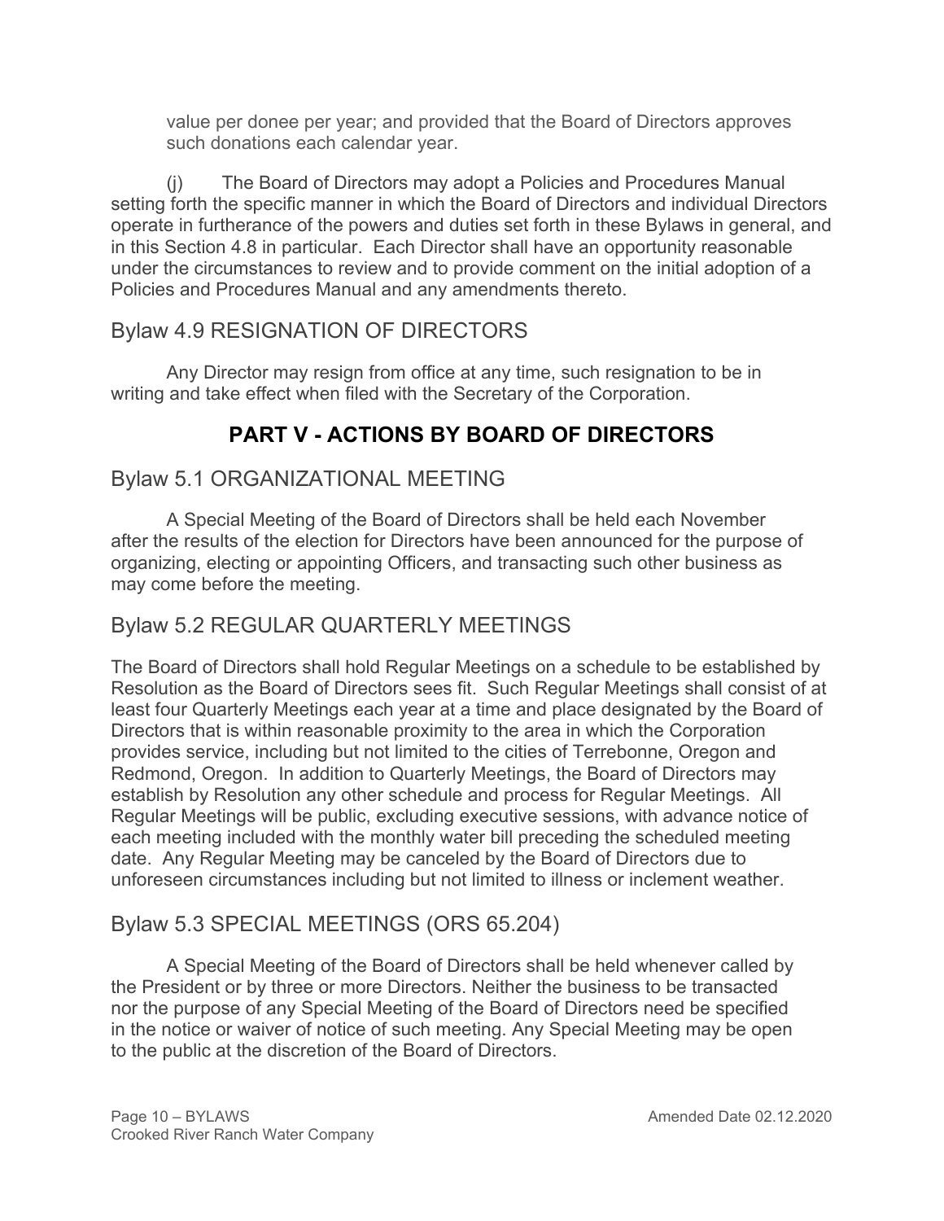value per donee per year; and provided that the Board of Directors approves such donations each calendar year.

(j) The Board of Directors may adopt a Policies and Procedures Manual setting forth the specific manner in which the Board of Directors and individual Directors operate in furtherance of the powers and duties set forth in these Bylaws in general, and in this Section 4.8 in particular. Each Director shall have an opportunity reasonable under the circumstances to review and to provide comment on the initial adoption of a Policies and Procedures Manual and any amendments thereto.

## Bylaw 4.9 RESIGNATION OF DIRECTORS

Any Director may resign from office at any time, such resignation to be in writing and take effect when filed with the Secretary of the Corporation.

# PART V - ACTIONS BY BOARD OF DIRECTORS

## Bylaw 5.1 ORGANIZATIONAL MEETING

A Special Meeting of the Board of Directors shall be held each November after the results of the election for Directors have been announced for the purpose of organizing, electing or appointing Officers, and transacting such other business as may come before the meeting.

## Bylaw 5.2 REGULAR QUARTERLY MEETINGS

The Board of Directors shall hold Regular Meetings on a schedule to be established by Resolution as the Board of Directors sees fit. Such Regular Meetings shall consist of at least four Quarterly Meetings each year at a time and place designated by the Board of Directors that is within reasonable proximity to the area in which the Corporation provides service, including but not limited to the cities of Terrebonne, Oregon and Redmond, Oregon. In addition to Quarterly Meetings, the Board of Directors may establish by Resolution any other schedule and process for Regular Meetings. All Regular Meetings will be public, excluding executive sessions, with advance notice of each meeting included with the monthly water bill preceding the scheduled meeting date. Any Regular Meeting may be canceled by the Board of Directors due to unforeseen circumstances including but not limited to illness or inclement weather.

## Bylaw 5.3 SPECIAL MEETINGS (ORS 65.204)

A Special Meeting of the Board of Directors shall be held whenever called by the President or by three or more Directors. Neither the business to be transacted nor the purpose of any Special Meeting of the Board of Directors need be specified in the notice or waiver of notice of such meeting. Any Special Meeting may be open to the public at the discretion of the Board of Directors.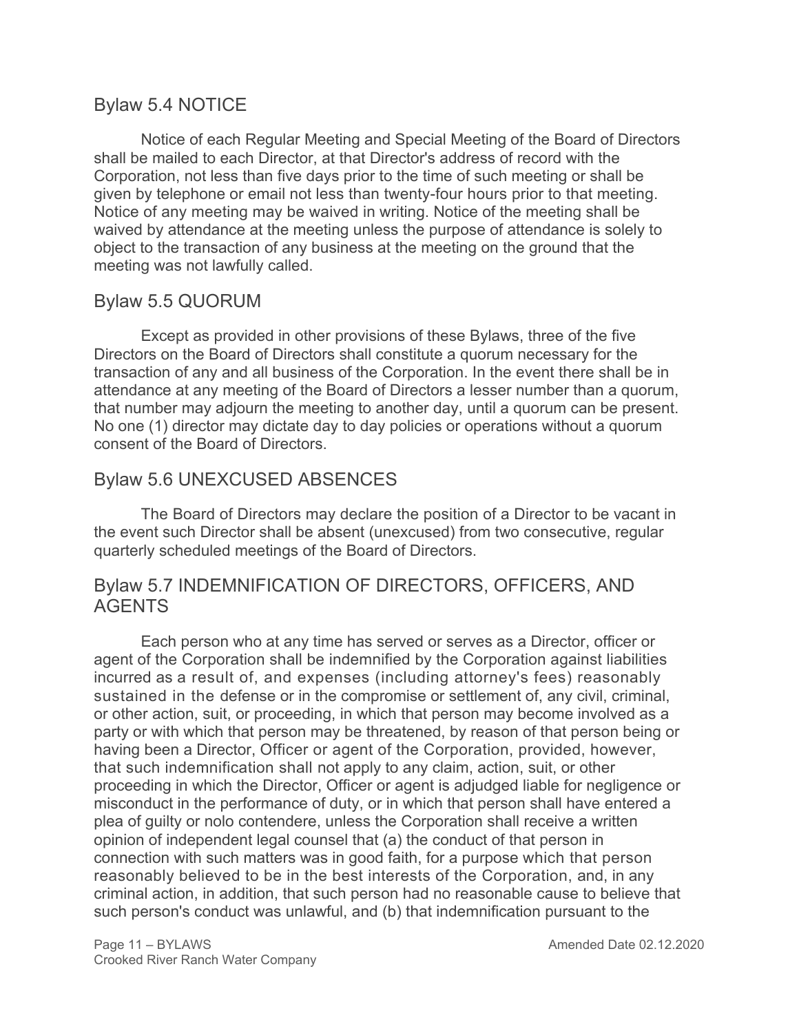## Bylaw 5.4 NOTICE

Notice of each Regular Meeting and Special Meeting of the Board of Directors shall be mailed to each Director, at that Director's address of record with the Corporation, not less than five days prior to the time of such meeting or shall be given by telephone or email not less than twenty-four hours prior to that meeting. Notice of any meeting may be waived in writing. Notice of the meeting shall be waived by attendance at the meeting unless the purpose of attendance is solely to object to the transaction of any business at the meeting on the ground that the meeting was not lawfully called.

## Bylaw 5.5 QUORUM

Except as provided in other provisions of these Bylaws, three of the five Directors on the Board of Directors shall constitute a quorum necessary for the transaction of any and all business of the Corporation. In the event there shall be in attendance at any meeting of the Board of Directors a lesser number than a quorum, that number may adjourn the meeting to another day, until a quorum can be present. No one (1) director may dictate day to day policies or operations without a quorum consent of the Board of Directors.

## Bylaw 5.6 UNEXCUSED ABSENCES

The Board of Directors may declare the position of a Director to be vacant in the event such Director shall be absent (unexcused) from two consecutive, regular quarterly scheduled meetings of the Board of Directors.

## Bylaw 5.7 INDEMNIFICATION OF DIRECTORS, OFFICERS, AND AGENTS

Each person who at any time has served or serves as a Director, officer or agent of the Corporation shall be indemnified by the Corporation against liabilities incurred as a result of, and expenses (including attorney's fees) reasonably sustained in the defense or in the compromise or settlement of, any civil, criminal, or other action, suit, or proceeding, in which that person may become involved as a party or with which that person may be threatened, by reason of that person being or having been a Director, Officer or agent of the Corporation, provided, however, that such indemnification shall not apply to any claim, action, suit, or other proceeding in which the Director, Officer or agent is adjudged liable for negligence or misconduct in the performance of duty, or in which that person shall have entered a plea of guilty or nolo contendere, unless the Corporation shall receive a written opinion of independent legal counsel that (a) the conduct of that person in connection with such matters was in good faith, for a purpose which that person reasonably believed to be in the best interests of the Corporation, and, in any criminal action, in addition, that such person had no reasonable cause to believe that such person's conduct was unlawful, and (b) that indemnification pursuant to the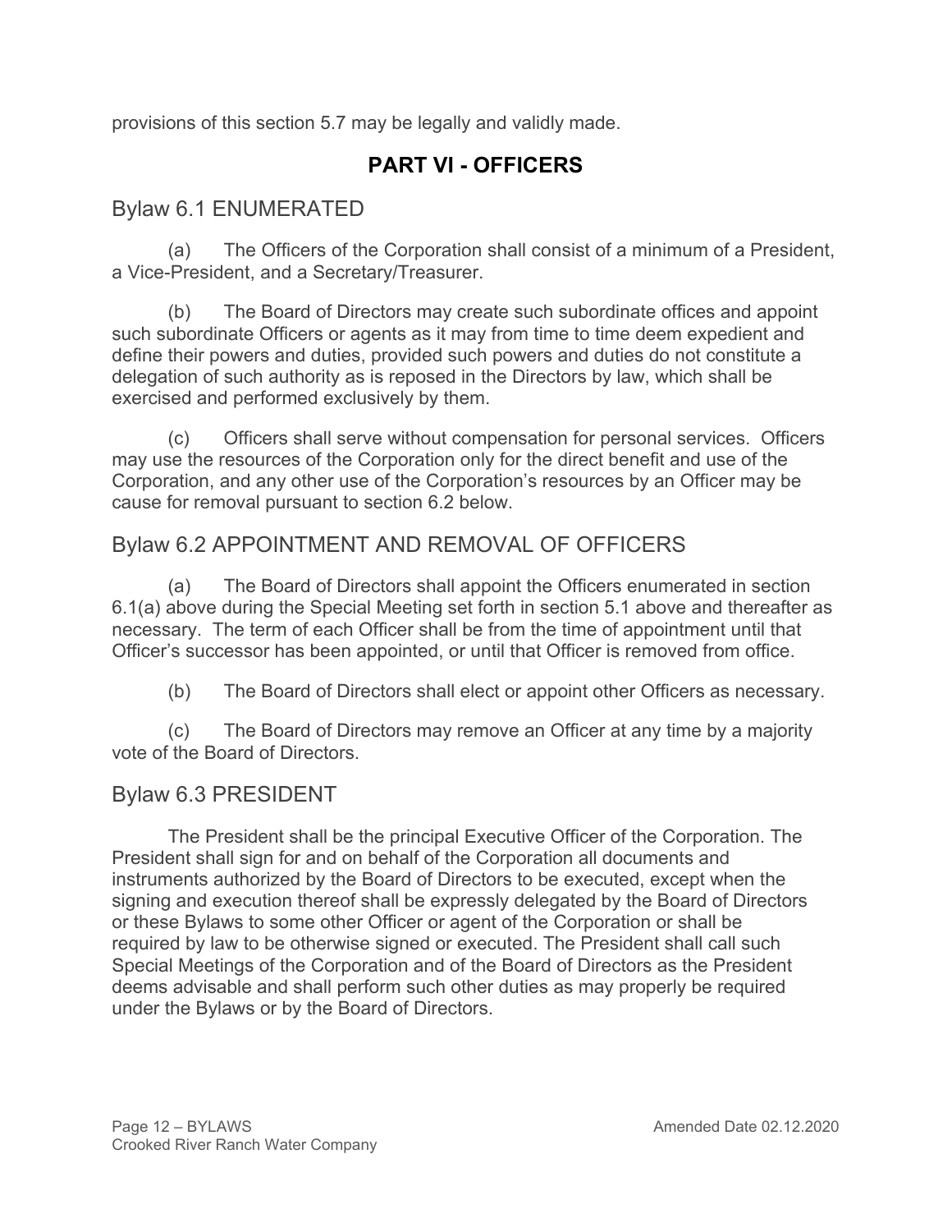provisions of this section 5.7 may be legally and validly made.

## PART VI - OFFICERS

### Bylaw 6.1 ENUMERATED

(a) The Officers of the Corporation shall consist of a minimum of a President, a Vice-President, and a Secretary/Treasurer.

(b) The Board of Directors may create such subordinate offices and appoint such subordinate Officers or agents as it may from time to time deem expedient and define their powers and duties, provided such powers and duties do not constitute a delegation of such authority as is reposed in the Directors by law, which shall be exercised and performed exclusively by them.

(c) Officers shall serve without compensation for personal services. Officers may use the resources of the Corporation only for the direct benefit and use of the Corporation, and any other use of the Corporation's resources by an Officer may be cause for removal pursuant to section 6.2 below.

### Bylaw 6.2 APPOINTMENT AND REMOVAL OF OFFICERS

(a) The Board of Directors shall appoint the Officers enumerated in section 6.1(a) above during the Special Meeting set forth in section 5.1 above and thereafter as necessary. The term of each Officer shall be from the time of appointment until that Officer's successor has been appointed, or until that Officer is removed from office.

(b) The Board of Directors shall elect or appoint other Officers as necessary.

(c) The Board of Directors may remove an Officer at any time by a majority vote of the Board of Directors.

### Bylaw 6.3 PRESIDENT

The President shall be the principal Executive Officer of the Corporation. The President shall sign for and on behalf of the Corporation all documents and instruments authorized by the Board of Directors to be executed, except when the signing and execution thereof shall be expressly delegated by the Board of Directors or these Bylaws to some other Officer or agent of the Corporation or shall be required by law to be otherwise signed or executed. The President shall call such Special Meetings of the Corporation and of the Board of Directors as the President deems advisable and shall perform such other duties as may properly be required under the Bylaws or by the Board of Directors.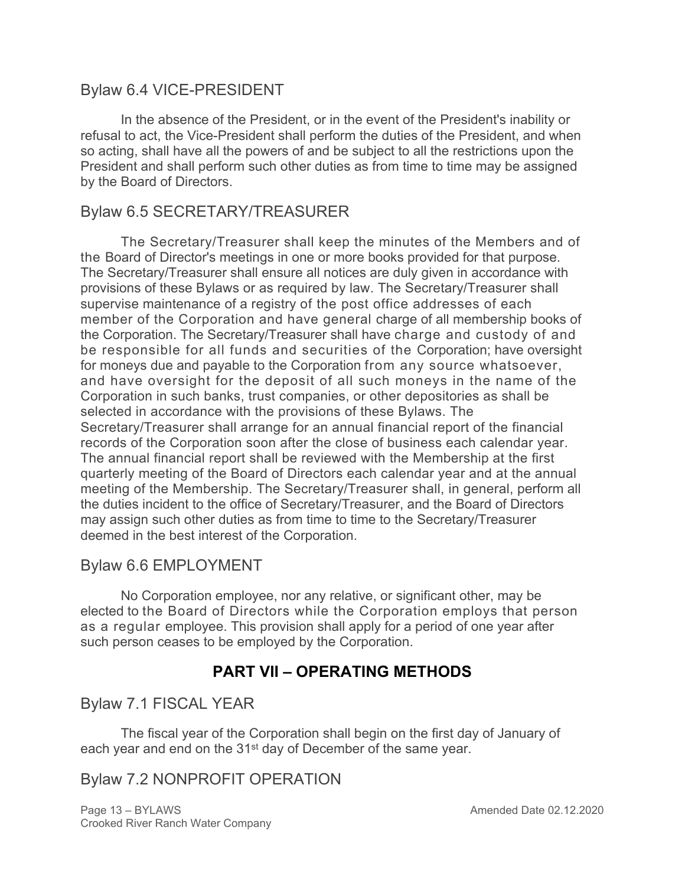## Bylaw 6.4 VICE-PRESIDENT

In the absence of the President, or in the event of the President's inability or refusal to act, the Vice-President shall perform the duties of the President, and when so acting, shall have all the powers of and be subject to all the restrictions upon the President and shall perform such other duties as from time to time may be assigned by the Board of Directors.

## Bylaw 6.5 SECRETARY/TREASURER

The Secretary/Treasurer shall keep the minutes of the Members and of the Board of Director's meetings in one or more books provided for that purpose. The Secretary/Treasurer shall ensure all notices are duly given in accordance with provisions of these Bylaws or as required by law. The Secretary/Treasurer shall supervise maintenance of a registry of the post office addresses of each member of the Corporation and have general charge of all membership books of the Corporation. The Secretary/Treasurer shall have charge and custody of and be responsible for all funds and securities of the Corporation; have oversight for moneys due and payable to the Corporation from any source whatsoever, and have oversight for the deposit of all such moneys in the name of the Corporation in such banks, trust companies, or other depositories as shall be selected in accordance with the provisions of these Bylaws. The Secretary/Treasurer shall arrange for an annual financial report of the financial records of the Corporation soon after the close of business each calendar year. The annual financial report shall be reviewed with the Membership at the first quarterly meeting of the Board of Directors each calendar year and at the annual meeting of the Membership. The Secretary/Treasurer shall, in general, perform all the duties incident to the office of Secretary/Treasurer, and the Board of Directors may assign such other duties as from time to time to the Secretary/Treasurer deemed in the best interest of the Corporation.

## Bylaw 6.6 EMPLOYMENT

No Corporation employee, nor any relative, or significant other, may be elected to the Board of Directors while the Corporation employs that person as a regular employee. This provision shall apply for a period of one year after such person ceases to be employed by the Corporation.

# PART VII – OPERATING METHODS

## Bylaw 7.1 FISCAL YEAR

The fiscal year of the Corporation shall begin on the first day of January of each year and end on the 31st day of December of the same year.

## Bylaw 7.2 NONPROFIT OPERATION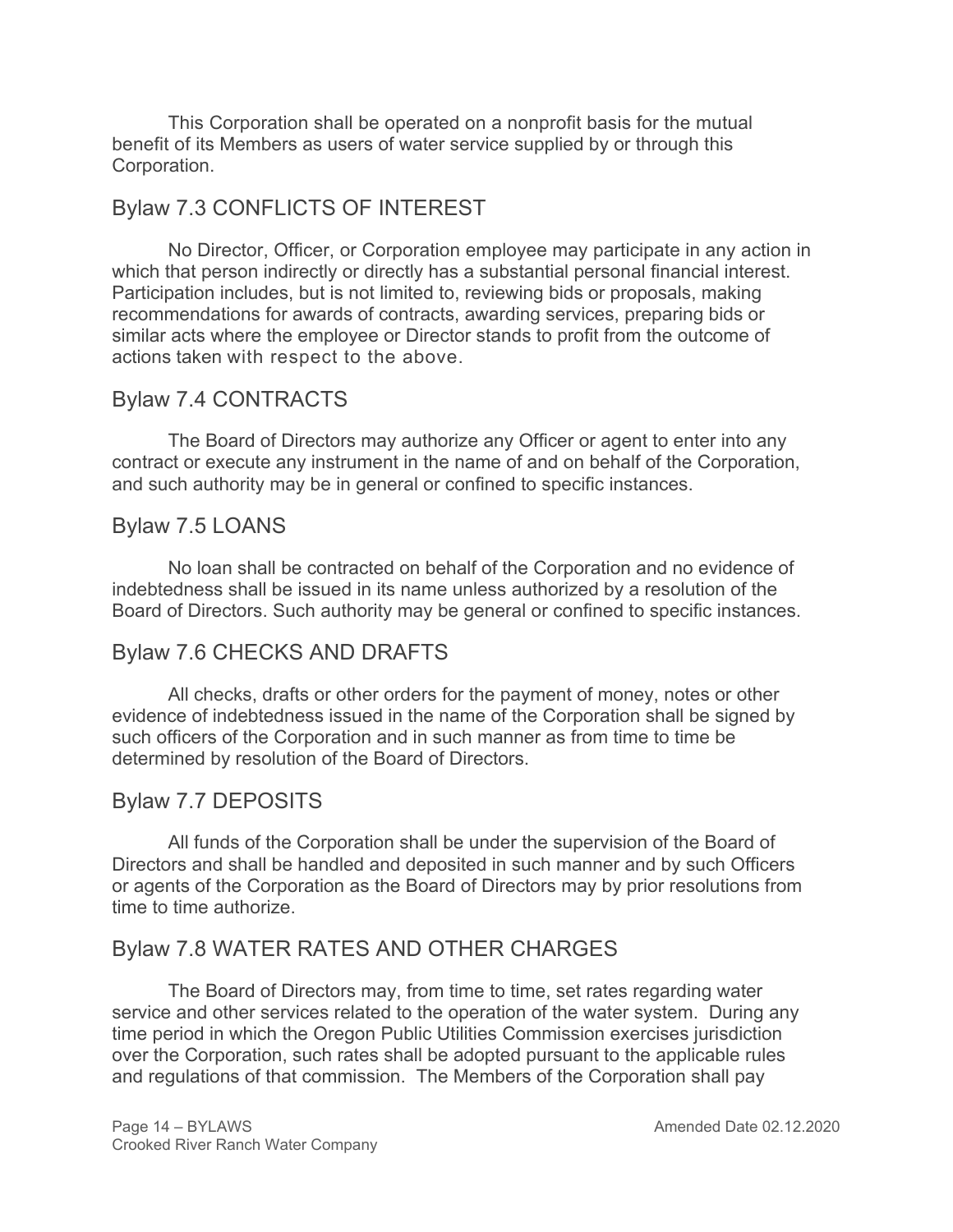This Corporation shall be operated on a nonprofit basis for the mutual benefit of its Members as users of water service supplied by or through this Corporation.

## Bylaw 7.3 CONFLICTS OF INTEREST

No Director, Officer, or Corporation employee may participate in any action in which that person indirectly or directly has a substantial personal financial interest. Participation includes, but is not limited to, reviewing bids or proposals, making recommendations for awards of contracts, awarding services, preparing bids or similar acts where the employee or Director stands to profit from the outcome of actions taken with respect to the above.

## Bylaw 7.4 CONTRACTS

The Board of Directors may authorize any Officer or agent to enter into any contract or execute any instrument in the name of and on behalf of the Corporation, and such authority may be in general or confined to specific instances.

## Bylaw 7.5 LOANS

No loan shall be contracted on behalf of the Corporation and no evidence of indebtedness shall be issued in its name unless authorized by a resolution of the Board of Directors. Such authority may be general or confined to specific instances.

## Bylaw 7.6 CHECKS AND DRAFTS

All checks, drafts or other orders for the payment of money, notes or other evidence of indebtedness issued in the name of the Corporation shall be signed by such officers of the Corporation and in such manner as from time to time be determined by resolution of the Board of Directors.

## Bylaw 7.7 DEPOSITS

All funds of the Corporation shall be under the supervision of the Board of Directors and shall be handled and deposited in such manner and by such Officers or agents of the Corporation as the Board of Directors may by prior resolutions from time to time authorize.

## Bylaw 7.8 WATER RATES AND OTHER CHARGES

The Board of Directors may, from time to time, set rates regarding water service and other services related to the operation of the water system. During any time period in which the Oregon Public Utilities Commission exercises jurisdiction over the Corporation, such rates shall be adopted pursuant to the applicable rules and regulations of that commission. The Members of the Corporation shall pay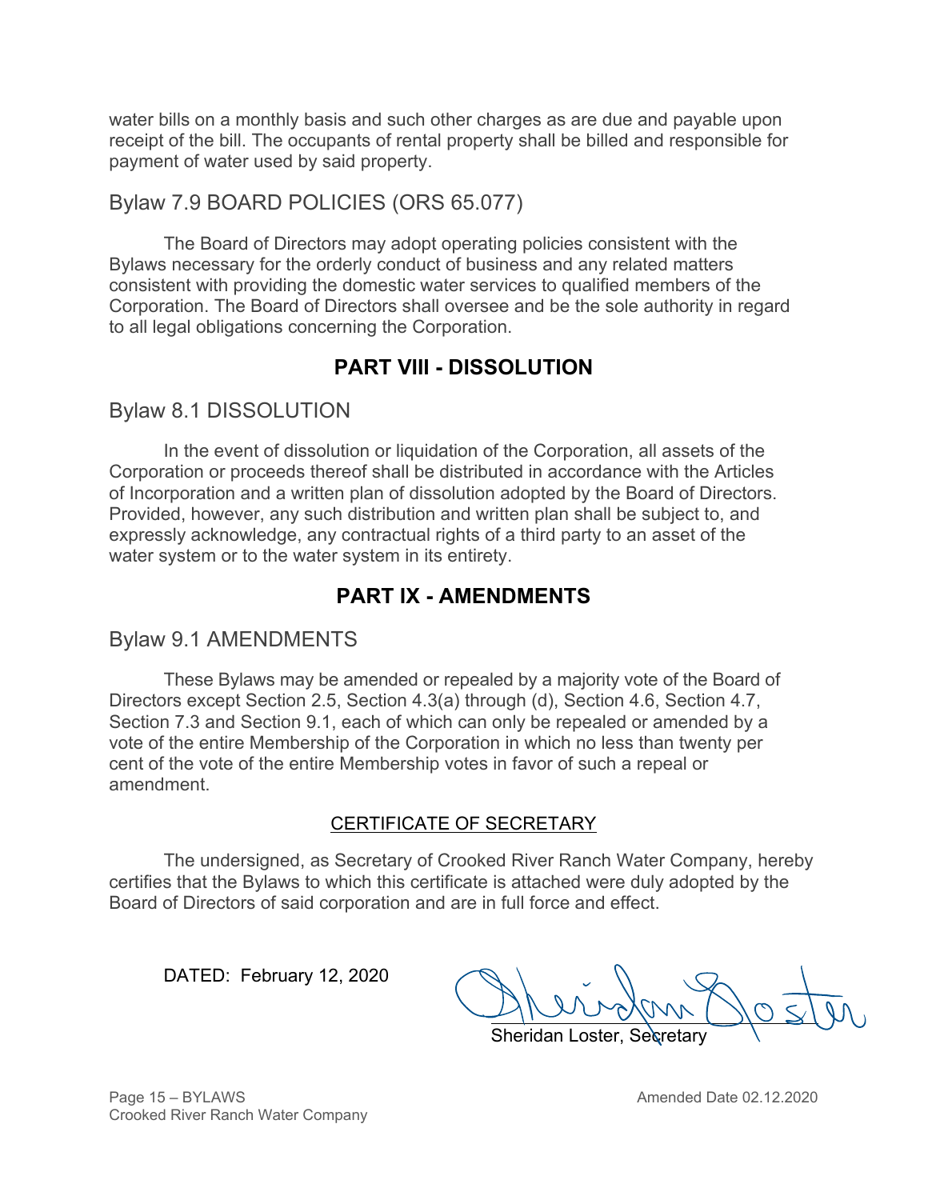water bills on a monthly basis and such other charges as are due and payable upon receipt of the bill. The occupants of rental property shall be billed and responsible for payment of water used by said property.

## Bylaw 7.9 BOARD POLICIES (ORS 65.077)

The Board of Directors may adopt operating policies consistent with the Bylaws necessary for the orderly conduct of business and any related matters consistent with providing the domestic water services to qualified members of the Corporation. The Board of Directors shall oversee and be the sole authority in regard to all legal obligations concerning the Corporation.

# PART VIII - DISSOLUTION

## Bylaw 8.1 DISSOLUTION

In the event of dissolution or liquidation of the Corporation, all assets of the Corporation or proceeds thereof shall be distributed in accordance with the Articles of Incorporation and a written plan of dissolution adopted by the Board of Directors. Provided, however, any such distribution and written plan shall be subject to, and expressly acknowledge, any contractual rights of a third party to an asset of the water system or to the water system in its entirety.

# PART IX - AMENDMENTS

## Bylaw 9.1 AMENDMENTS

These Bylaws may be amended or repealed by a majority vote of the Board of Directors except Section 2.5, Section 4.3(a) through (d), Section 4.6, Section 4.7, Section 7.3 and Section 9.1, each of which can only be repealed or amended by a vote of the entire Membership of the Corporation in which no less than twenty per cent of the vote of the entire Membership votes in favor of such a repeal or amendment.

## CERTIFICATE OF SECRETARY

The undersigned, as Secretary of Crooked River Ranch Water Company, hereby certifies that the Bylaws to which this certificate is attached were duly adopted by the Board of Directors of said corporation and are in full force and effect.

DATED: February 12, 2020

Sheridan Loster, Secretary